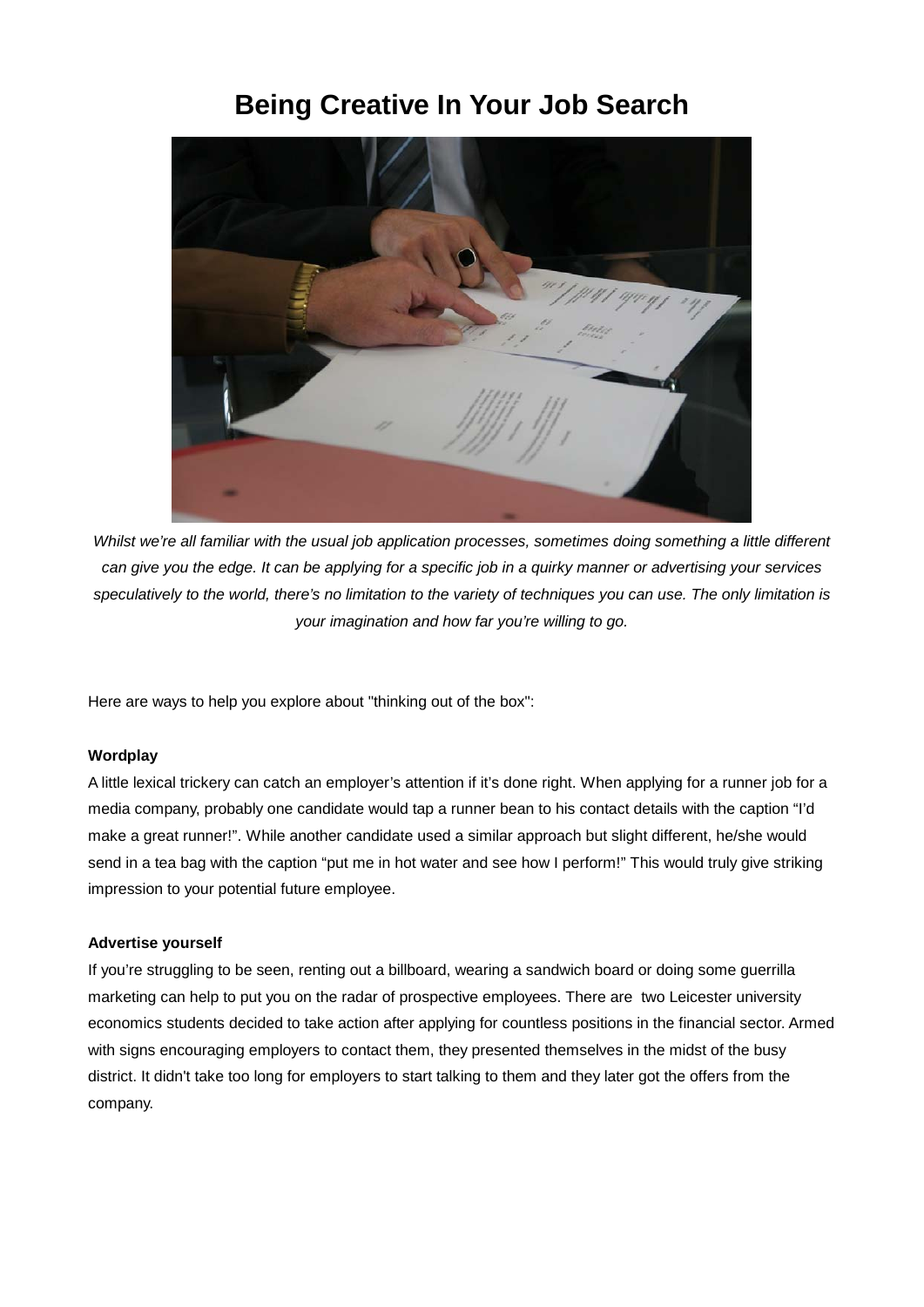# Being Creative In Your Job Search

*Whilst we're all familiar with the usual job application processes, sometimes doing something a little different can give you the edge. It can be applying for a specific job in a quirky manner or advertising your services speculatively to the world, there's no limitation to the variety of techniques you can use. The only limitation is your imagination and how far you're willing to go.*

Here are ways to help you explore about "thinking out of the box":

**Wordplay**

A little lexical trickery can catch an employer's attention if it's done right. When applying for a runner job for a media company, probably one candidate would tap a runner bean to his contact details with the caption "I'd make a great runner!". While another candidate used a similar approach but slight different, he/she would send in a tea bag with the caption "put me in hot water and see how I perform!" This would truly give striking impression to your potential future employee.

**Advertise yourself**

If you're struggling to be seen, renting out a billboard, wearing a sandwich board or doing some guerrilla marketing can help to put you on the radar of prospective employees. There are two Leicester university economics students decided to take action after applying for countless positions in the financial sector. Armed with signs encouraging employers to contact them, they presented themselves in the midst of the busy district. It didn't take too long for employers to start talking to them and they later got the offers from the company.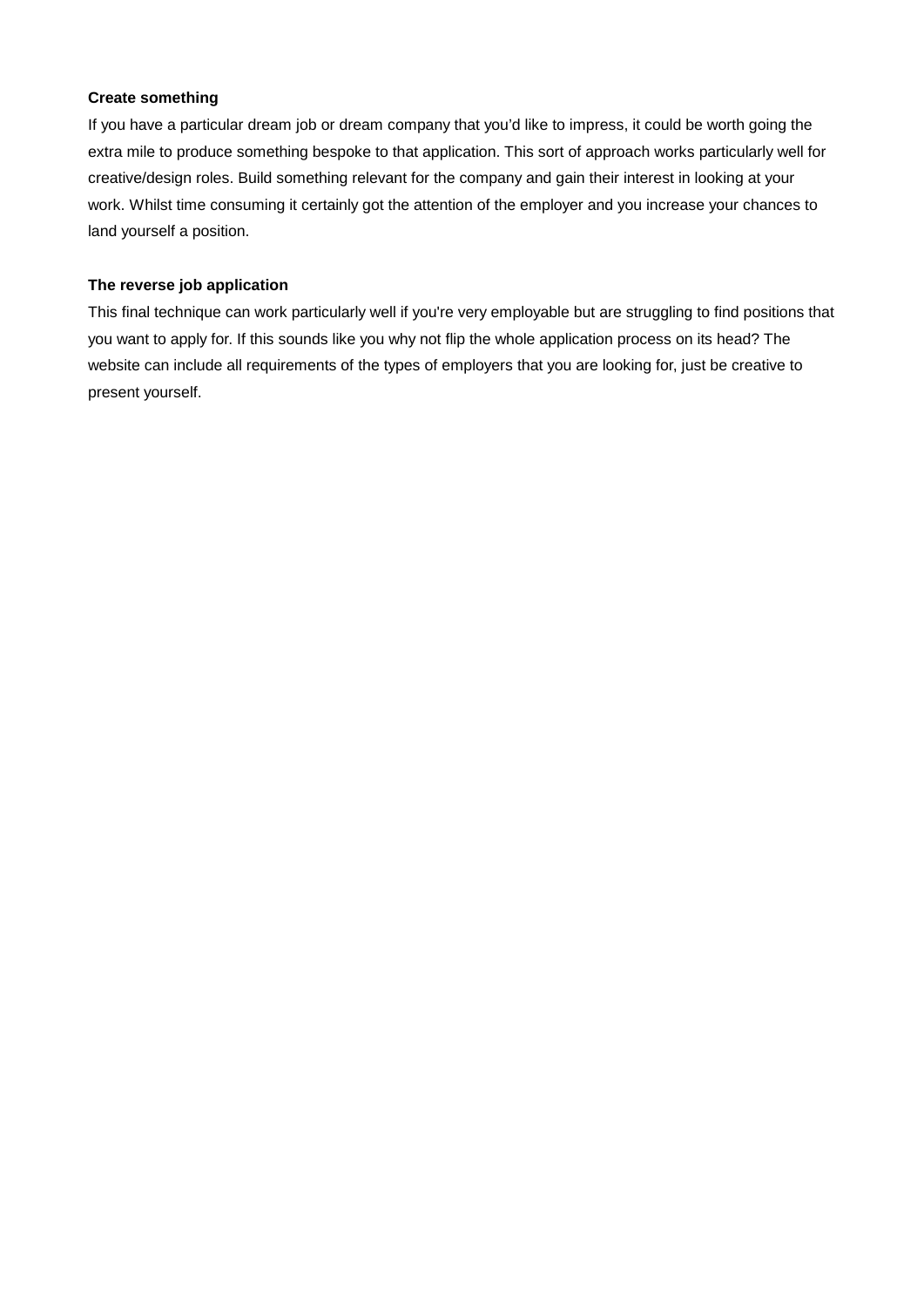**Create something**

If you have a particular dream job or dream company that you'd like to impress, it could be worth going the extra mile to produce something bespoke to that application. This sort of approach works particularly well for creative/design roles. Build something relevant for the company and gain their interest in looking at your work. Whilst time consuming it certainly got the attention of the employer and you increase your chances to land yourself a position.

**The reverse job application**

This final technique can work particularly well if you're very employable but are struggling to find positions that you want to apply for. If this sounds like you why not flip the whole application process on its head? The website can include all requirements of the types of employers that you are looking for, just be creative to present yourself.